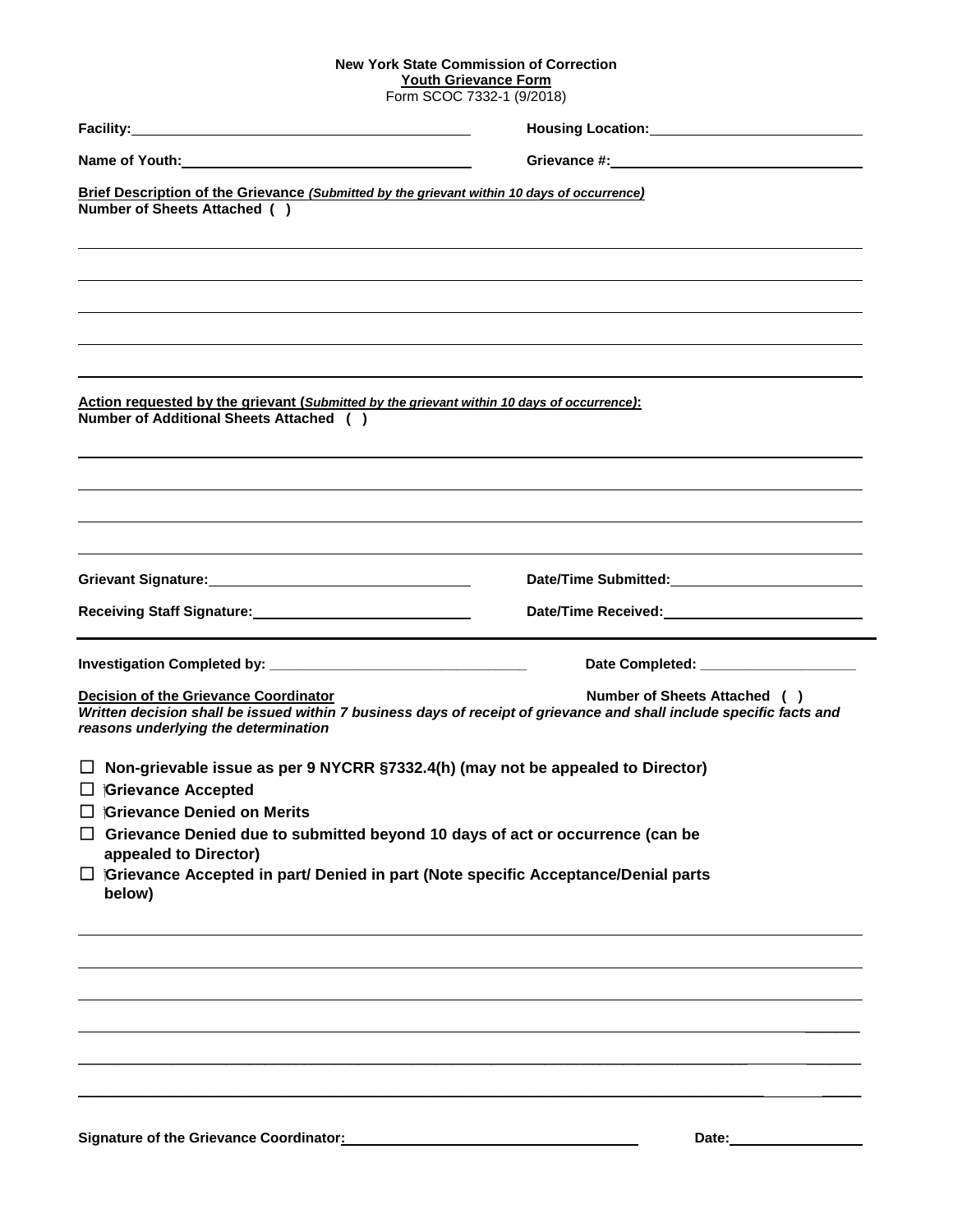**New York State Commission of Correction**
**Youth Grievance Form**
Form SCOC 7332-1 (9/2018)

**Facility:** ________________________ **Housing Location:** ________________________

**Name of Youth:** ________________________ **Grievance #:** ________________________

**Brief Description of the Grievance** ***(Submitted by the grievant within 10 days of occurrence)***
**Number of Sheets Attached ( )**

______________________________________________________________________________

______________________________________________________________________________

______________________________________________________________________________

______________________________________________________________________________

______________________________________________________________________________

**Action requested by the grievant (*Submitted by the grievant within 10 days of occurrence*):**
**Number of Additional Sheets Attached ( )**

______________________________________________________________________________

______________________________________________________________________________

______________________________________________________________________________

______________________________________________________________________________

**Grievant Signature:** ________________________ **Date/Time Submitted:** ________________________

**Receiving Staff Signature:** ________________________ **Date/Time Received:** ________________________

---

**Investigation Completed by:** ________________________ **Date Completed:** ________________________

**Decision of the Grievance Coordinator** **Number of Sheets Attached ( )**
***Written decision shall be issued within 7 business days of receipt of grievance and shall include specific facts and reasons underlying the determination***

- ☐ **Non-grievable issue as per 9 NYCRR §7332.4(h) (may not be appealed to Director)**
- ☐ **Grievance Accepted**
- ☐ **Grievance Denied on Merits**
- ☐ **Grievance Denied due to submitted beyond 10 days of act or occurrence (can be appealed to Director)**
- ☐ **Grievance Accepted in part/ Denied in part (Note specific Acceptance/Denial parts below)**

______________________________________________________________________________

______________________________________________________________________________

______________________________________________________________________________

______________________________________________________________________________

______________________________________________________________________________

______________________________________________________________________________

**Signature of the Grievance Coordinator:** ________________________ **Date:** ____________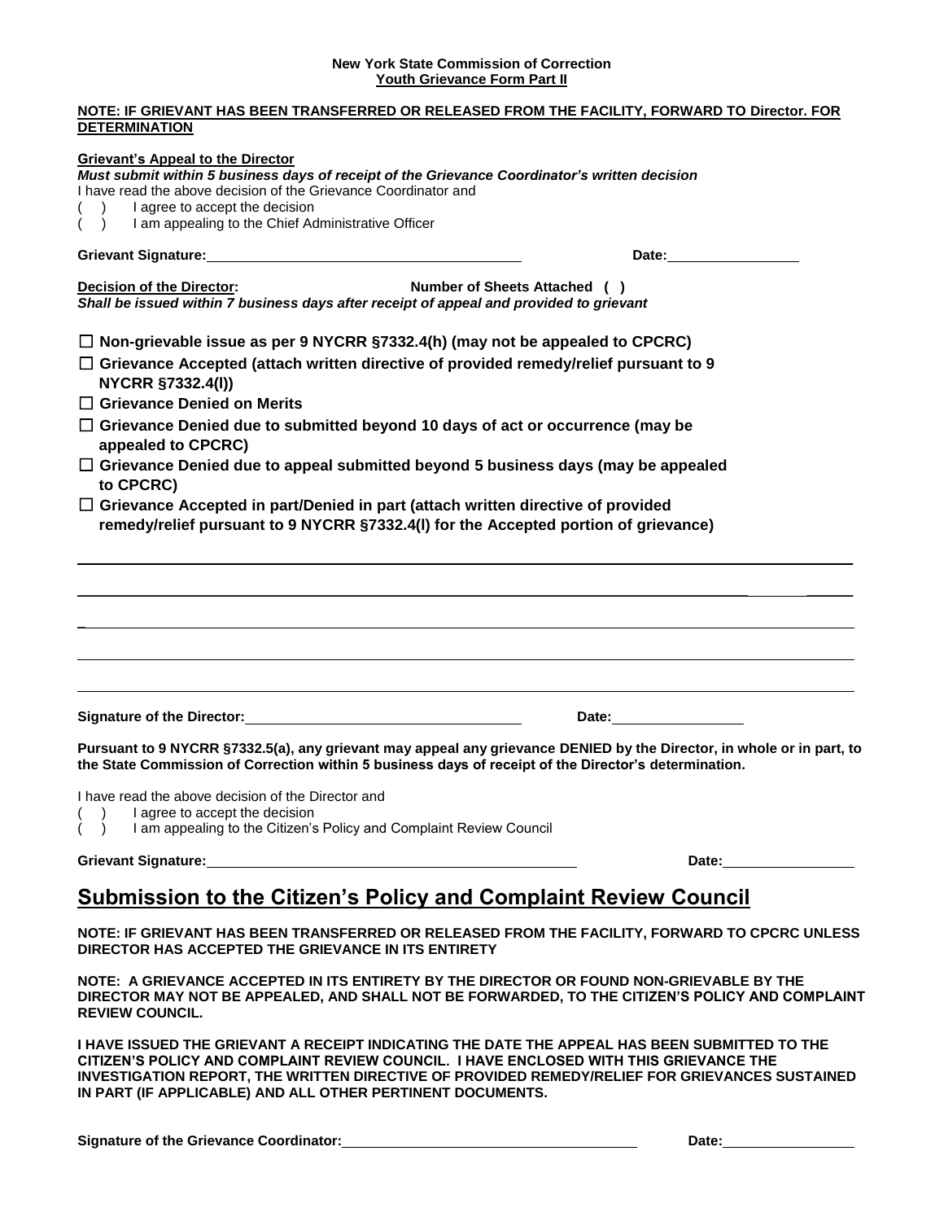**New York State Commission of Correction**
**Youth Grievance Form Part II**

**NOTE: IF GRIEVANT HAS BEEN TRANSFERRED OR RELEASED FROM THE FACILITY, FORWARD TO Director. FOR DETERMINATION**

**Grievant's Appeal to the Director**
***Must submit within 5 business days of receipt of the Grievance Coordinator's written decision***
I have read the above decision of the Grievance Coordinator and
( ) I agree to accept the decision
( ) I am appealing to the Chief Administrative Officer

**Grievant Signature:**\_\_\_\_\_\_\_\_\_\_\_\_\_\_\_\_\_\_\_\_\_\_\_\_\_\_\_\_\_\_\_\_\_\_\_\_\_\_ **Date:**\_\_\_\_\_\_\_\_\_\_\_\_\_\_\_

**Decision of the Director:** **Number of Sheets Attached ( )**
***Shall be issued within 7 business days after receipt of appeal and provided to grievant***

☐ **Non-grievable issue as per 9 NYCRR §7332.4(h) (may not be appealed to CPCRC)**
☐ **Grievance Accepted (attach written directive of provided remedy/relief pursuant to 9 NYCRR §7332.4(l))**
☐ **Grievance Denied on Merits**
☐ **Grievance Denied due to submitted beyond 10 days of act or occurrence (may be appealed to CPCRC)**
☐ **Grievance Denied due to appeal submitted beyond 5 business days (may be appealed to CPCRC)**
☐ **Grievance Accepted in part/Denied in part (attach written directive of provided remedy/relief pursuant to 9 NYCRR §7332.4(l) for the Accepted portion of grievance)**

\_\_\_\_\_\_\_\_\_\_\_\_\_\_\_\_\_\_\_\_\_\_\_\_\_\_\_\_\_\_\_\_\_\_\_\_\_\_\_\_\_\_\_\_\_\_\_\_\_\_\_\_\_\_\_\_\_\_\_\_\_\_\_\_\_\_\_\_\_\_\_\_\_\_\_\_
\_\_\_\_\_\_\_\_\_\_\_\_\_\_\_\_\_\_\_\_\_\_\_\_\_\_\_\_\_\_\_\_\_\_\_\_\_\_\_\_\_\_\_\_\_\_\_\_\_\_\_\_\_\_\_\_\_\_\_\_\_\_\_\_\_\_\_\_\_\_\_\_\_\_\_\_
\_\_\_\_\_\_\_\_\_\_\_\_\_\_\_\_\_\_\_\_\_\_\_\_\_\_\_\_\_\_\_\_\_\_\_\_\_\_\_\_\_\_\_\_\_\_\_\_\_\_\_\_\_\_\_\_\_\_\_\_\_\_\_\_\_\_\_\_\_\_\_\_\_\_\_\_
\_\_\_\_\_\_\_\_\_\_\_\_\_\_\_\_\_\_\_\_\_\_\_\_\_\_\_\_\_\_\_\_\_\_\_\_\_\_\_\_\_\_\_\_\_\_\_\_\_\_\_\_\_\_\_\_\_\_\_\_\_\_\_\_\_\_\_\_\_\_\_\_\_\_\_\_
\_\_\_\_\_\_\_\_\_\_\_\_\_\_\_\_\_\_\_\_\_\_\_\_\_\_\_\_\_\_\_\_\_\_\_\_\_\_\_\_\_\_\_\_\_\_\_\_\_\_\_\_\_\_\_\_\_\_\_\_\_\_\_\_\_\_\_\_\_\_\_\_\_\_\_\_

**Signature of the Director:**\_\_\_\_\_\_\_\_\_\_\_\_\_\_\_\_\_\_\_\_\_\_\_\_\_\_\_\_\_\_\_\_ **Date:**\_\_\_\_\_\_\_\_\_\_\_\_\_\_\_

**Pursuant to 9 NYCRR §7332.5(a), any grievant may appeal any grievance DENIED by the Director, in whole or in part, to the State Commission of Correction within 5 business days of receipt of the Director's determination.**

I have read the above decision of the Director and
( ) I agree to accept the decision
( ) I am appealing to the Citizen's Policy and Complaint Review Council

**Grievant Signature:**\_\_\_\_\_\_\_\_\_\_\_\_\_\_\_\_\_\_\_\_\_\_\_\_\_\_\_\_\_\_\_\_\_\_\_\_\_\_\_\_\_\_\_\_ **Date:**\_\_\_\_\_\_\_\_\_\_\_\_\_\_\_

## Submission to the Citizen's Policy and Complaint Review Council

**NOTE: IF GRIEVANT HAS BEEN TRANSFERRED OR RELEASED FROM THE FACILITY, FORWARD TO CPCRC UNLESS DIRECTOR HAS ACCEPTED THE GRIEVANCE IN ITS ENTIRETY**

**NOTE: A GRIEVANCE ACCEPTED IN ITS ENTIRETY BY THE DIRECTOR OR FOUND NON-GRIEVABLE BY THE DIRECTOR MAY NOT BE APPEALED, AND SHALL NOT BE FORWARDED, TO THE CITIZEN'S POLICY AND COMPLAINT REVIEW COUNCIL.**

**I HAVE ISSUED THE GRIEVANT A RECEIPT INDICATING THE DATE THE APPEAL HAS BEEN SUBMITTED TO THE CITIZEN'S POLICY AND COMPLAINT REVIEW COUNCIL. I HAVE ENCLOSED WITH THIS GRIEVANCE THE INVESTIGATION REPORT, THE WRITTEN DIRECTIVE OF PROVIDED REMEDY/RELIEF FOR GRIEVANCES SUSTAINED IN PART (IF APPLICABLE) AND ALL OTHER PERTINENT DOCUMENTS.**

**Signature of the Grievance Coordinator:**\_\_\_\_\_\_\_\_\_\_\_\_\_\_\_\_\_\_\_\_\_\_\_\_\_\_\_\_\_\_\_\_\_\_\_\_ **Date:**\_\_\_\_\_\_\_\_\_\_\_\_\_\_\_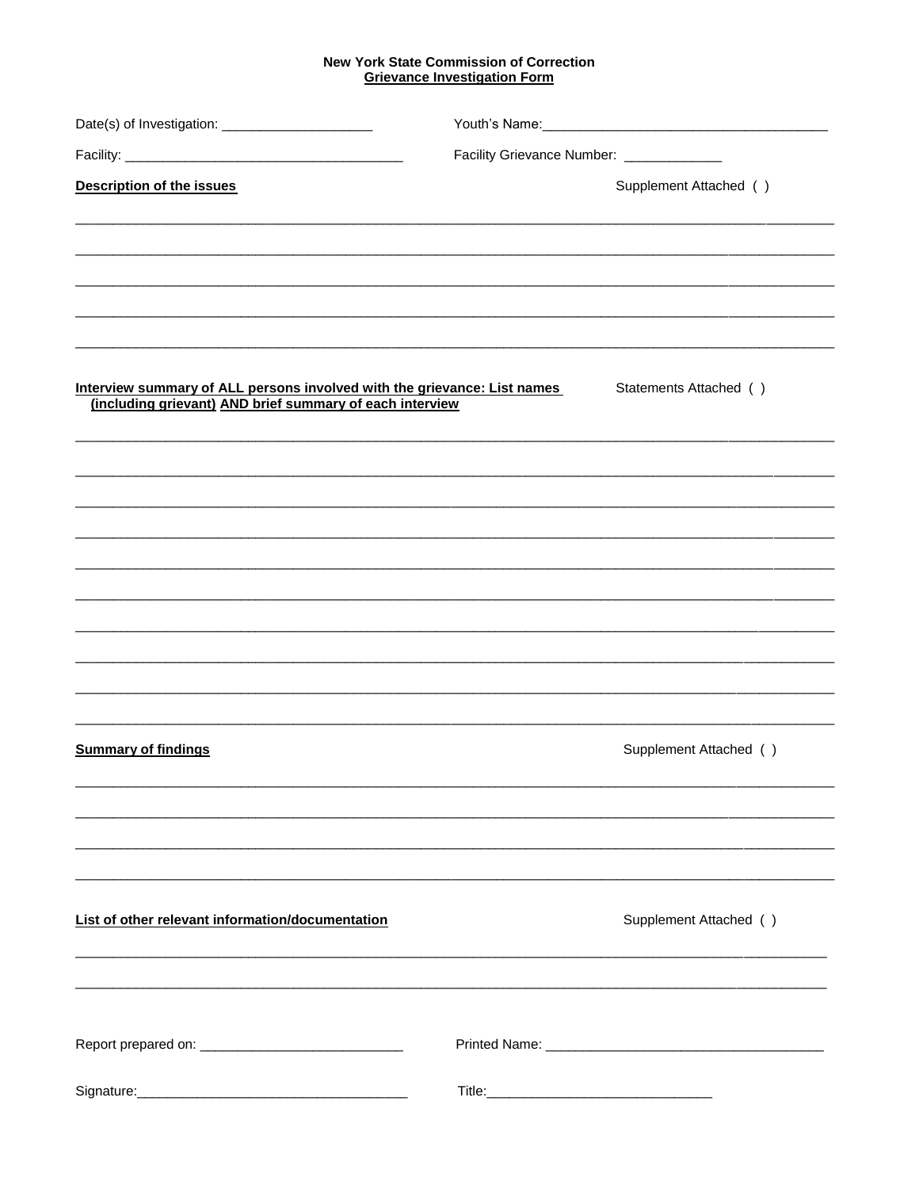**New York State Commission of Correction**
**Grievance Investigation Form**

Date(s) of Investigation: ____________________ Youth's Name:______________________________________

Facility: ______________________________________ Facility Grievance Number: _____________

**Description of the issues** Supplement Attached ( )

_______________________________________________________________________________________________

_______________________________________________________________________________________________

_______________________________________________________________________________________________

_______________________________________________________________________________________________

_______________________________________________________________________________________________

**Interview summary of ALL persons involved with the grievance: List names (including grievant) AND brief summary of each interview** Statements Attached ( )

_______________________________________________________________________________________________

_______________________________________________________________________________________________

_______________________________________________________________________________________________

_______________________________________________________________________________________________

_______________________________________________________________________________________________

_______________________________________________________________________________________________

_______________________________________________________________________________________________

_______________________________________________________________________________________________

_______________________________________________________________________________________________

_______________________________________________________________________________________________

**Summary of findings** Supplement Attached ( )

_______________________________________________________________________________________________

_______________________________________________________________________________________________

_______________________________________________________________________________________________

_______________________________________________________________________________________________

**List of other relevant information/documentation** Supplement Attached ( )

_______________________________________________________________________________________________

_______________________________________________________________________________________________

Report prepared on: ___________________________ Printed Name: ____________________________________

Signature:____________________________________ Title:______________________________